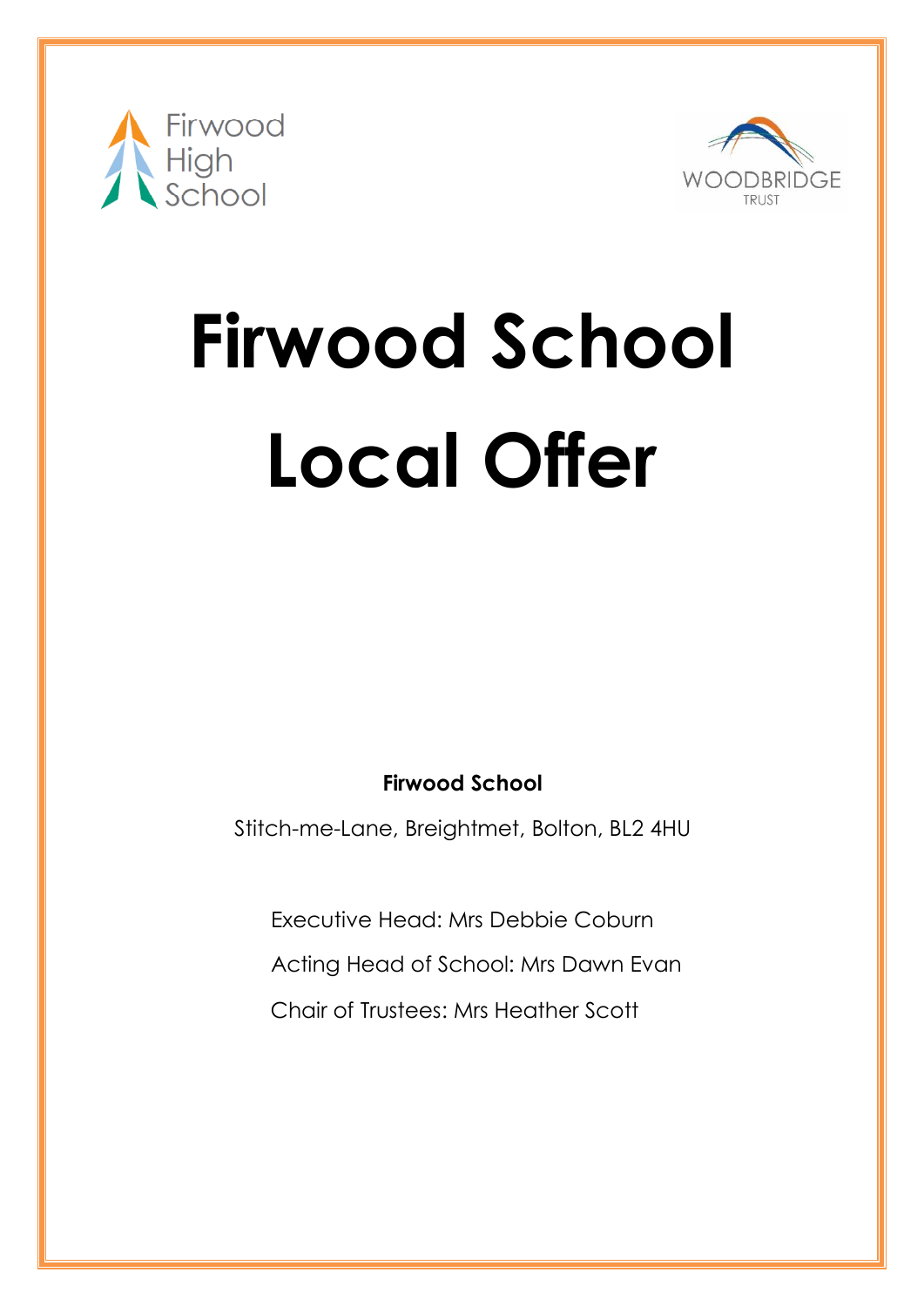Firwood High School

WOODBRIDGE TRUST

# Firwood School Local Offer

**Firwood School**

Stitch-me-Lane, Breightmet, Bolton, BL2 4HU

Executive Head: Mrs Debbie Coburn

Acting Head of School: Mrs Dawn Evan

Chair of Trustees: Mrs Heather Scott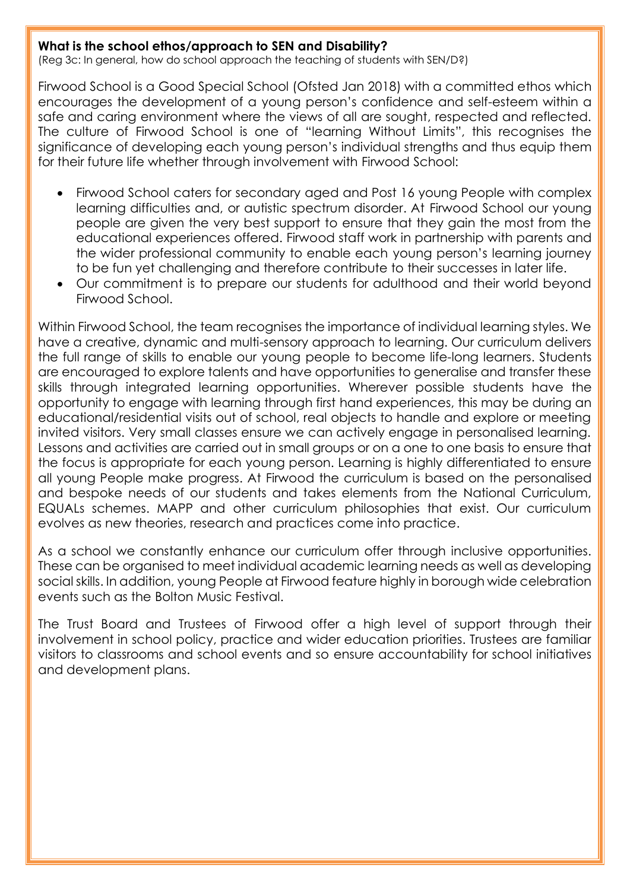**What is the school ethos/approach to SEN and Disability?**

(Reg 3c: In general, how do school approach the teaching of students with SEN/D?)

Firwood School is a Good Special School (Ofsted Jan 2018) with a committed ethos which encourages the development of a young person's confidence and self-esteem within a safe and caring environment where the views of all are sought, respected and reflected. The culture of Firwood School is one of "learning Without Limits", this recognises the significance of developing each young person's individual strengths and thus equip them for their future life whether through involvement with Firwood School:

- Firwood School caters for secondary aged and Post 16 young People with complex learning difficulties and, or autistic spectrum disorder. At Firwood School our young people are given the very best support to ensure that they gain the most from the educational experiences offered. Firwood staff work in partnership with parents and the wider professional community to enable each young person's learning journey to be fun yet challenging and therefore contribute to their successes in later life.
- Our commitment is to prepare our students for adulthood and their world beyond Firwood School.

Within Firwood School, the team recognises the importance of individual learning styles. We have a creative, dynamic and multi-sensory approach to learning. Our curriculum delivers the full range of skills to enable our young people to become life-long learners. Students are encouraged to explore talents and have opportunities to generalise and transfer these skills through integrated learning opportunities. Wherever possible students have the opportunity to engage with learning through first hand experiences, this may be during an educational/residential visits out of school, real objects to handle and explore or meeting invited visitors. Very small classes ensure we can actively engage in personalised learning. Lessons and activities are carried out in small groups or on a one to one basis to ensure that the focus is appropriate for each young person. Learning is highly differentiated to ensure all young People make progress. At Firwood the curriculum is based on the personalised and bespoke needs of our students and takes elements from the National Curriculum, EQUALs schemes. MAPP and other curriculum philosophies that exist. Our curriculum evolves as new theories, research and practices come into practice.

As a school we constantly enhance our curriculum offer through inclusive opportunities. These can be organised to meet individual academic learning needs as well as developing social skills. In addition, young People at Firwood feature highly in borough wide celebration events such as the Bolton Music Festival.

The Trust Board and Trustees of Firwood offer a high level of support through their involvement in school policy, practice and wider education priorities. Trustees are familiar visitors to classrooms and school events and so ensure accountability for school initiatives and development plans.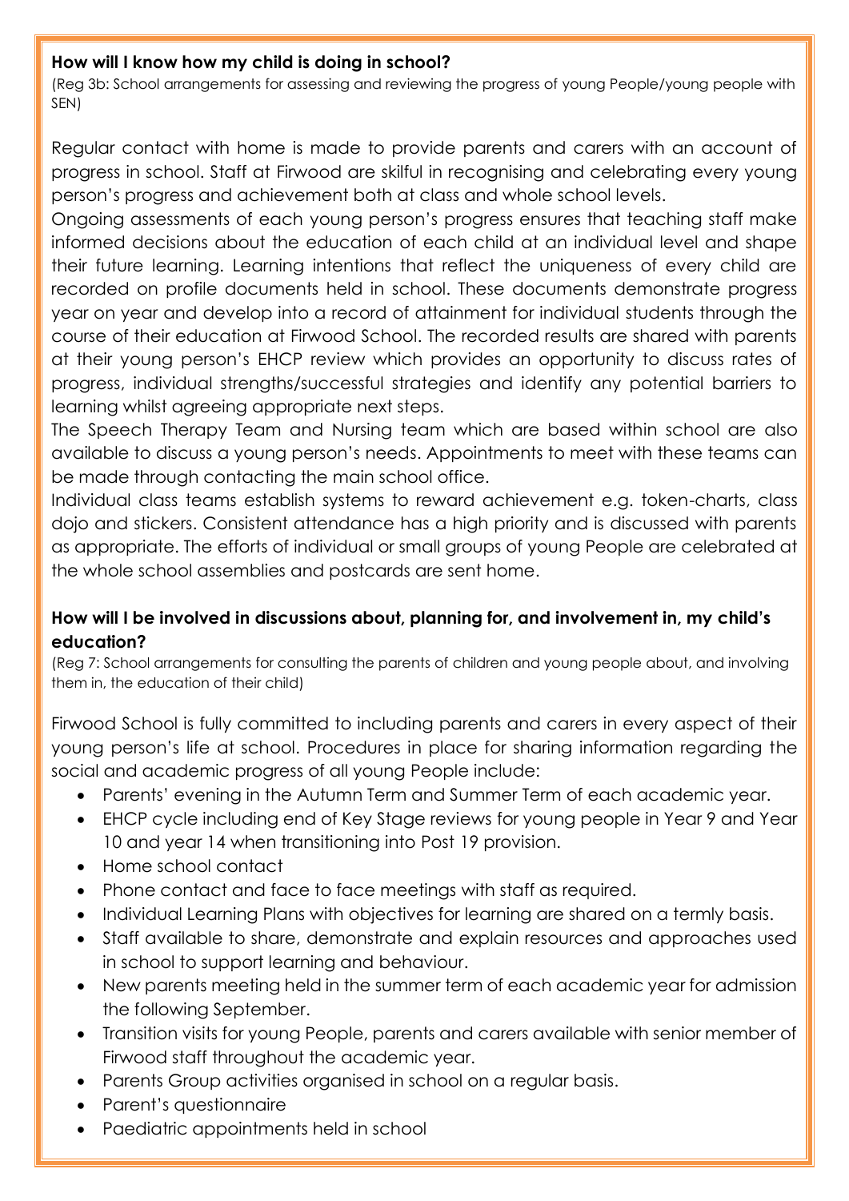**How will I know how my child is doing in school?**

(Reg 3b: School arrangements for assessing and reviewing the progress of young People/young people with SEN)

Regular contact with home is made to provide parents and carers with an account of progress in school. Staff at Firwood are skilful in recognising and celebrating every young person's progress and achievement both at class and whole school levels.

Ongoing assessments of each young person's progress ensures that teaching staff make informed decisions about the education of each child at an individual level and shape their future learning. Learning intentions that reflect the uniqueness of every child are recorded on profile documents held in school. These documents demonstrate progress year on year and develop into a record of attainment for individual students through the course of their education at Firwood School. The recorded results are shared with parents at their young person's EHCP review which provides an opportunity to discuss rates of progress, individual strengths/successful strategies and identify any potential barriers to learning whilst agreeing appropriate next steps.

The Speech Therapy Team and Nursing team which are based within school are also available to discuss a young person's needs. Appointments to meet with these teams can be made through contacting the main school office.

Individual class teams establish systems to reward achievement e.g. token-charts, class dojo and stickers. Consistent attendance has a high priority and is discussed with parents as appropriate. The efforts of individual or small groups of young People are celebrated at the whole school assemblies and postcards are sent home.

**How will I be involved in discussions about, planning for, and involvement in, my child's education?**

(Reg 7: School arrangements for consulting the parents of children and young people about, and involving them in, the education of their child)

Firwood School is fully committed to including parents and carers in every aspect of their young person's life at school. Procedures in place for sharing information regarding the social and academic progress of all young People include:

- Parents' evening in the Autumn Term and Summer Term of each academic year.
- EHCP cycle including end of Key Stage reviews for young people in Year 9 and Year 10 and year 14 when transitioning into Post 19 provision.
- Home school contact
- Phone contact and face to face meetings with staff as required.
- Individual Learning Plans with objectives for learning are shared on a termly basis.
- Staff available to share, demonstrate and explain resources and approaches used in school to support learning and behaviour.
- New parents meeting held in the summer term of each academic year for admission the following September.
- Transition visits for young People, parents and carers available with senior member of Firwood staff throughout the academic year.
- Parents Group activities organised in school on a regular basis.
- Parent's questionnaire
- Paediatric appointments held in school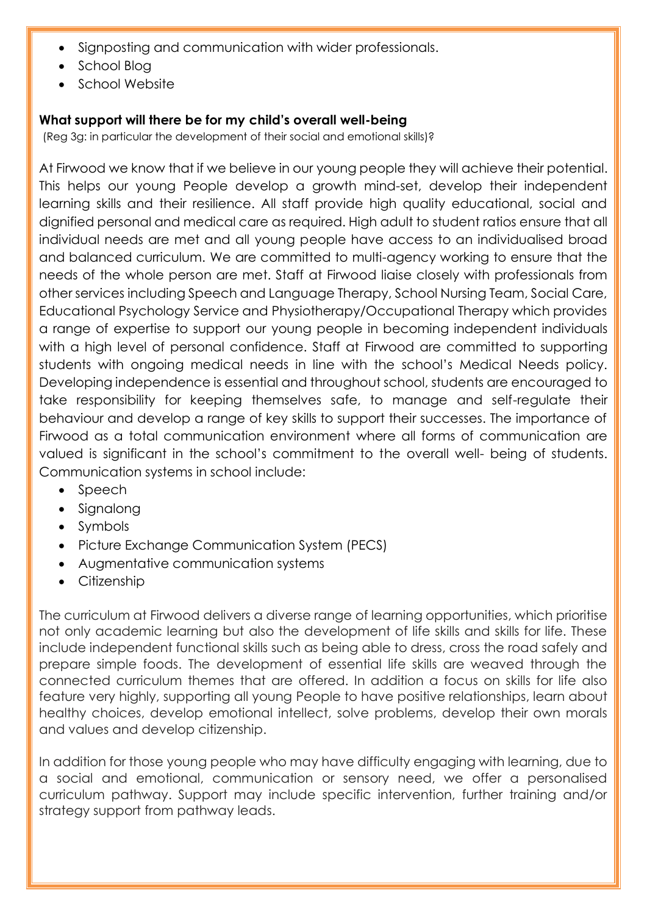- Signposting and communication with wider professionals.
- School Blog
- School Website

**What support will there be for my child's overall well-being**

(Reg 3g: in particular the development of their social and emotional skills)?

At Firwood we know that if we believe in our young people they will achieve their potential. This helps our young People develop a growth mind-set, develop their independent learning skills and their resilience. All staff provide high quality educational, social and dignified personal and medical care as required. High adult to student ratios ensure that all individual needs are met and all young people have access to an individualised broad and balanced curriculum. We are committed to multi-agency working to ensure that the needs of the whole person are met. Staff at Firwood liaise closely with professionals from other services including Speech and Language Therapy, School Nursing Team, Social Care, Educational Psychology Service and Physiotherapy/Occupational Therapy which provides a range of expertise to support our young people in becoming independent individuals with a high level of personal confidence. Staff at Firwood are committed to supporting students with ongoing medical needs in line with the school's Medical Needs policy. Developing independence is essential and throughout school, students are encouraged to take responsibility for keeping themselves safe, to manage and self-regulate their behaviour and develop a range of key skills to support their successes. The importance of Firwood as a total communication environment where all forms of communication are valued is significant in the school's commitment to the overall well- being of students. Communication systems in school include:

- Speech
- Signalong
- Symbols
- Picture Exchange Communication System (PECS)
- Augmentative communication systems
- Citizenship

The curriculum at Firwood delivers a diverse range of learning opportunities, which prioritise not only academic learning but also the development of life skills and skills for life. These include independent functional skills such as being able to dress, cross the road safely and prepare simple foods. The development of essential life skills are weaved through the connected curriculum themes that are offered. In addition a focus on skills for life also feature very highly, supporting all young People to have positive relationships, learn about healthy choices, develop emotional intellect, solve problems, develop their own morals and values and develop citizenship.

In addition for those young people who may have difficulty engaging with learning, due to a social and emotional, communication or sensory need, we offer a personalised curriculum pathway. Support may include specific intervention, further training and/or strategy support from pathway leads.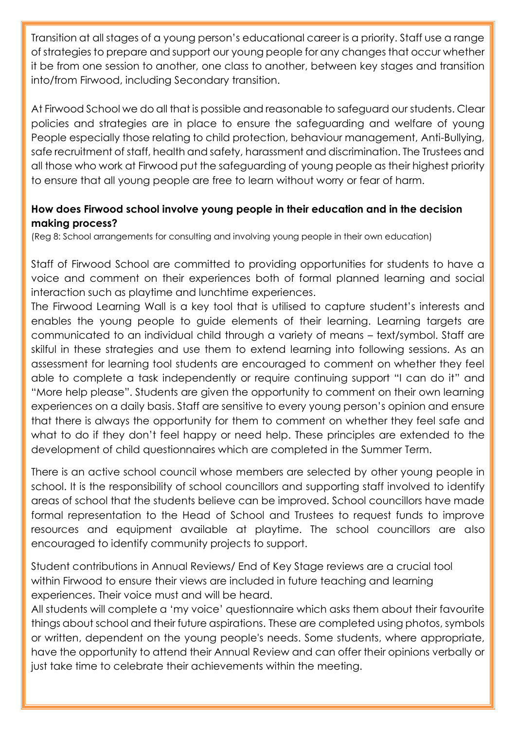Transition at all stages of a young person's educational career is a priority. Staff use a range of strategies to prepare and support our young people for any changes that occur whether it be from one session to another, one class to another, between key stages and transition into/from Firwood, including Secondary transition.

At Firwood School we do all that is possible and reasonable to safeguard our students. Clear policies and strategies are in place to ensure the safeguarding and welfare of young People especially those relating to child protection, behaviour management, Anti-Bullying, safe recruitment of staff, health and safety, harassment and discrimination. The Trustees and all those who work at Firwood put the safeguarding of young people as their highest priority to ensure that all young people are free to learn without worry or fear of harm.

**How does Firwood school involve young people in their education and in the decision making process?**

(Reg 8: School arrangements for consulting and involving young people in their own education)

Staff of Firwood School are committed to providing opportunities for students to have a voice and comment on their experiences both of formal planned learning and social interaction such as playtime and lunchtime experiences.

The Firwood Learning Wall is a key tool that is utilised to capture student's interests and enables the young people to guide elements of their learning. Learning targets are communicated to an individual child through a variety of means – text/symbol. Staff are skilful in these strategies and use them to extend learning into following sessions. As an assessment for learning tool students are encouraged to comment on whether they feel able to complete a task independently or require continuing support "I can do it" and "More help please". Students are given the opportunity to comment on their own learning experiences on a daily basis. Staff are sensitive to every young person's opinion and ensure that there is always the opportunity for them to comment on whether they feel safe and what to do if they don't feel happy or need help. These principles are extended to the development of child questionnaires which are completed in the Summer Term.

There is an active school council whose members are selected by other young people in school. It is the responsibility of school councillors and supporting staff involved to identify areas of school that the students believe can be improved. School councillors have made formal representation to the Head of School and Trustees to request funds to improve resources and equipment available at playtime. The school councillors are also encouraged to identify community projects to support.

Student contributions in Annual Reviews/ End of Key Stage reviews are a crucial tool within Firwood to ensure their views are included in future teaching and learning experiences. Their voice must and will be heard.

All students will complete a 'my voice' questionnaire which asks them about their favourite things about school and their future aspirations. These are completed using photos, symbols or written, dependent on the young people's needs. Some students, where appropriate, have the opportunity to attend their Annual Review and can offer their opinions verbally or just take time to celebrate their achievements within the meeting.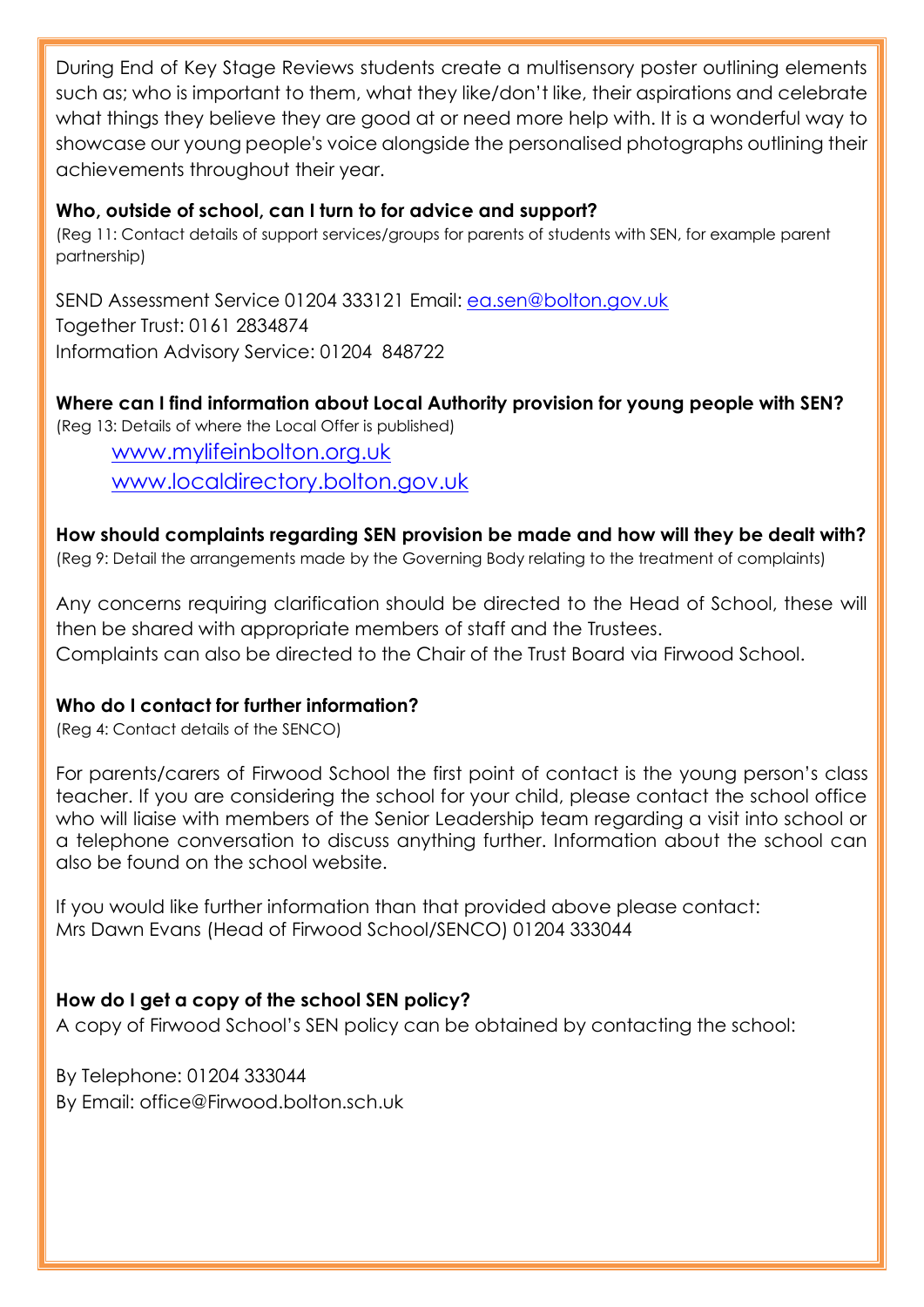During End of Key Stage Reviews students create a multisensory poster outlining elements such as; who is important to them, what they like/don't like, their aspirations and celebrate what things they believe they are good at or need more help with. It is a wonderful way to showcase our young people's voice alongside the personalised photographs outlining their achievements throughout their year.

**Who, outside of school, can I turn to for advice and support?**

(Reg 11: Contact details of support services/groups for parents of students with SEN, for example parent partnership)

SEND Assessment Service 01204 333121 Email: ea.sen@bolton.gov.uk
Together Trust: 0161 2834874
Information Advisory Service: 01204 848722

**Where can I find information about Local Authority provision for young people with SEN?**

(Reg 13: Details of where the Local Offer is published)

www.mylifeinbolton.org.uk
www.localdirectory.bolton.gov.uk

**How should complaints regarding SEN provision be made and how will they be dealt with?**

(Reg 9: Detail the arrangements made by the Governing Body relating to the treatment of complaints)

Any concerns requiring clarification should be directed to the Head of School, these will then be shared with appropriate members of staff and the Trustees.
Complaints can also be directed to the Chair of the Trust Board via Firwood School.

**Who do I contact for further information?**

(Reg 4: Contact details of the SENCO)

For parents/carers of Firwood School the first point of contact is the young person's class teacher. If you are considering the school for your child, please contact the school office who will liaise with members of the Senior Leadership team regarding a visit into school or a telephone conversation to discuss anything further. Information about the school can also be found on the school website.

If you would like further information than that provided above please contact:
Mrs Dawn Evans (Head of Firwood School/SENCO) 01204 333044

**How do I get a copy of the school SEN policy?**

A copy of Firwood School's SEN policy can be obtained by contacting the school:

By Telephone: 01204 333044
By Email: office@Firwood.bolton.sch.uk